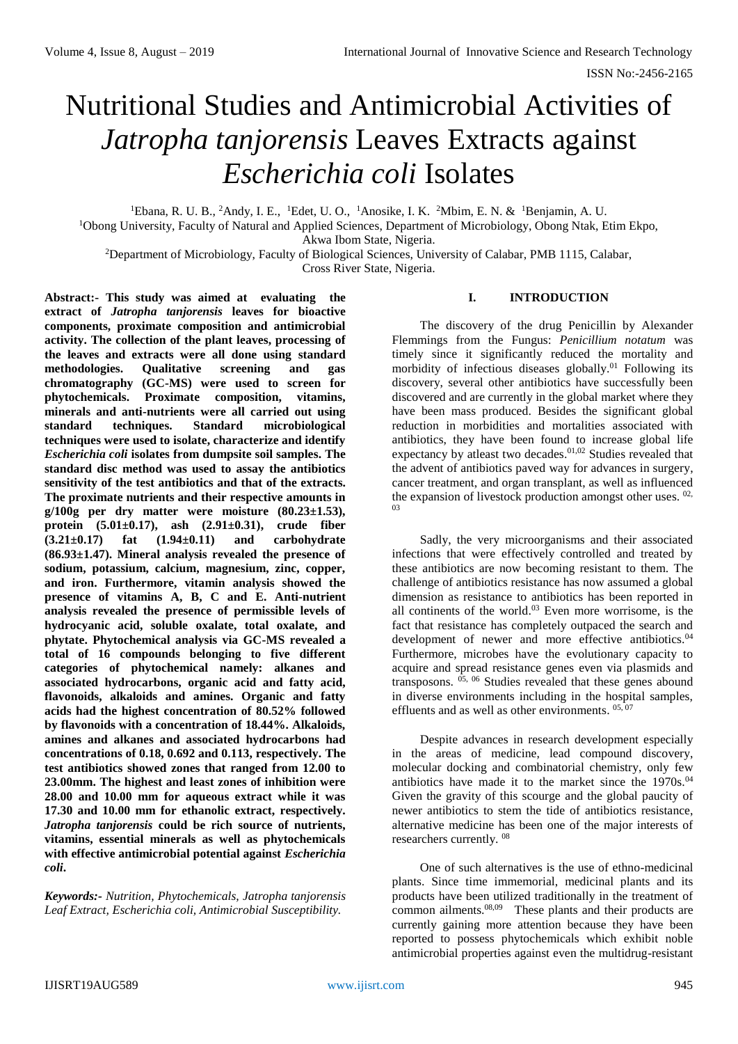# Nutritional Studies and Antimicrobial Activities of *Jatropha tanjorensis* Leaves Extracts against *Escherichia coli* Isolates

[1]Ebana, R. U. B., [2]Andy, I. E., [1]Edet, U. O., [1]Anosike, I. K. [2]Mbim, E. N. & [1]Benjamin, A. U.

[1]Obong University, Faculty of Natural and Applied Sciences, Department of Microbiology, Obong Ntak, Etim Ekpo, Akwa Ibom State, Nigeria.

[2]Department of Microbiology, Faculty of Biological Sciences, University of Calabar, PMB 1115, Calabar, Cross River State, Nigeria.

**Abstract:- This study was aimed at evaluating the extract of *Jatropha tanjorensis* leaves for bioactive components, proximate composition and antimicrobial activity. The collection of the plant leaves, processing of the leaves and extracts were all done using standard methodologies. Qualitative screening and gas chromatography (GC-MS) were used to screen for phytochemicals. Proximate composition, vitamins, minerals and anti-nutrients were all carried out using standard techniques. Standard microbiological techniques were used to isolate, characterize and identify *Escherichia coli* isolates from dumpsite soil samples. The standard disc method was used to assay the antibiotics sensitivity of the test antibiotics and that of the extracts. The proximate nutrients and their respective amounts in g/100g per dry matter were moisture (80.23±1.53), protein (5.01±0.17), ash (2.91±0.31), crude fiber (3.21±0.17) fat (1.94±0.11) and carbohydrate (86.93±1.47). Mineral analysis revealed the presence of sodium, potassium, calcium, magnesium, zinc, copper, and iron. Furthermore, vitamin analysis showed the presence of vitamins A, B, C and E. Anti-nutrient analysis revealed the presence of permissible levels of hydrocyanic acid, soluble oxalate, total oxalate, and phytate. Phytochemical analysis via GC-MS revealed a total of 16 compounds belonging to five different categories of phytochemical namely: alkanes and associated hydrocarbons, organic acid and fatty acid, flavonoids, alkaloids and amines. Organic and fatty acids had the highest concentration of 80.52% followed by flavonoids with a concentration of 18.44%. Alkaloids, amines and alkanes and associated hydrocarbons had concentrations of 0.18, 0.692 and 0.113, respectively. The test antibiotics showed zones that ranged from 12.00 to 23.00mm. The highest and least zones of inhibition were 28.00 and 10.00 mm for aqueous extract while it was 17.30 and 10.00 mm for ethanolic extract, respectively. *Jatropha tanjorensis* could be rich source of nutrients, vitamins, essential minerals as well as phytochemicals with effective antimicrobial potential against *Escherichia coli*.**

***Keywords:-** Nutrition, Phytochemicals, Jatropha tanjorensis Leaf Extract, Escherichia coli, Antimicrobial Susceptibility.*

## I. INTRODUCTION

The discovery of the drug Penicillin by Alexander Flemmings from the Fungus: *Penicillium notatum* was timely since it significantly reduced the mortality and morbidity of infectious diseases globally.[01] Following its discovery, several other antibiotics have successfully been discovered and are currently in the global market where they have been mass produced. Besides the significant global reduction in morbidities and mortalities associated with antibiotics, they have been found to increase global life expectancy by atleast two decades.[01,02] Studies revealed that the advent of antibiotics paved way for advances in surgery, cancer treatment, and organ transplant, as well as influenced the expansion of livestock production amongst other uses. [02, 03]

Sadly, the very microorganisms and their associated infections that were effectively controlled and treated by these antibiotics are now becoming resistant to them. The challenge of antibiotics resistance has now assumed a global dimension as resistance to antibiotics has been reported in all continents of the world.[03] Even more worrisome, is the fact that resistance has completely outpaced the search and development of newer and more effective antibiotics.[04] Furthermore, microbes have the evolutionary capacity to acquire and spread resistance genes even via plasmids and transposons. [05, 06] Studies revealed that these genes abound in diverse environments including in the hospital samples, effluents and as well as other environments. [05, 07]

Despite advances in research development especially in the areas of medicine, lead compound discovery, molecular docking and combinatorial chemistry, only few antibiotics have made it to the market since the 1970s.[04] Given the gravity of this scourge and the global paucity of newer antibiotics to stem the tide of antibiotics resistance, alternative medicine has been one of the major interests of researchers currently. [08]

One of such alternatives is the use of ethno-medicinal plants. Since time immemorial, medicinal plants and its products have been utilized traditionally in the treatment of common ailments.[08,09] These plants and their products are currently gaining more attention because they have been reported to possess phytochemicals which exhibit noble antimicrobial properties against even the multidrug-resistant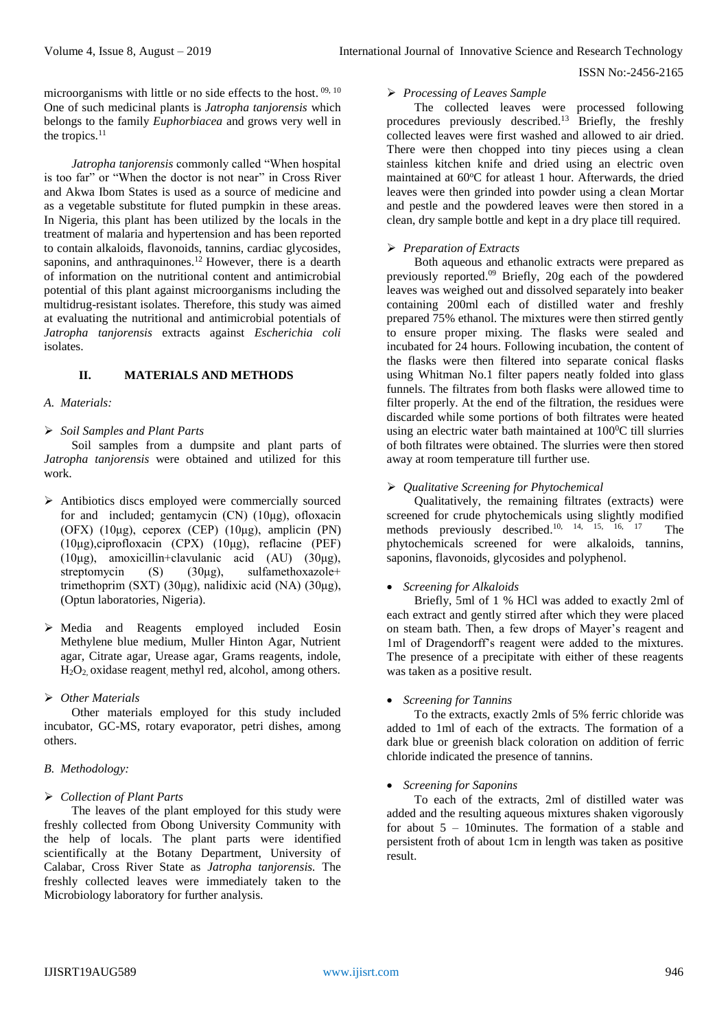microorganisms with little or no side effects to the host.[09, 10] One of such medicinal plants is *Jatropha tanjorensis* which belongs to the family *Euphorbiacea* and grows very well in the tropics.[11]

*Jatropha tanjorensis* commonly called "When hospital is too far" or "When the doctor is not near" in Cross River and Akwa Ibom States is used as a source of medicine and as a vegetable substitute for fluted pumpkin in these areas. In Nigeria, this plant has been utilized by the locals in the treatment of malaria and hypertension and has been reported to contain alkaloids, flavonoids, tannins, cardiac glycosides, saponins, and anthraquinones.[12] However, there is a dearth of information on the nutritional content and antimicrobial potential of this plant against microorganisms including the multidrug-resistant isolates. Therefore, this study was aimed at evaluating the nutritional and antimicrobial potentials of *Jatropha tanjorensis* extracts against *Escherichia coli* isolates.

## II. MATERIALS AND METHODS

### *A. Materials:*

➢ *Soil Samples and Plant Parts*

Soil samples from a dumpsite and plant parts of *Jatropha tanjorensis* were obtained and utilized for this work.

➢ Antibiotics discs employed were commercially sourced for and included; gentamycin (CN) (10µg), ofloxacin (OFX) (10µg), ceporex (CEP) (10µg), amplicin (PN) (10µg),ciprofloxacin (CPX) (10µg), reflacine (PEF) (10µg), amoxicillin+clavulanic acid (AU) (30µg), streptomycin (S) (30µg), sulfamethoxazole+ trimethoprim (SXT) (30µg), nalidixic acid (NA) (30µg), (Optun laboratories, Nigeria).

➢ Media and Reagents employed included Eosin Methylene blue medium, Muller Hinton Agar, Nutrient agar, Citrate agar, Urease agar, Grams reagents, indole, $H_2O_2$, oxidase reagent, methyl red, alcohol, among others.

➢ *Other Materials*

Other materials employed for this study included incubator, GC-MS, rotary evaporator, petri dishes, among others.

### *B. Methodology:*

➢ *Collection of Plant Parts*

The leaves of the plant employed for this study were freshly collected from Obong University Community with the help of locals. The plant parts were identified scientifically at the Botany Department, University of Calabar, Cross River State as *Jatropha tanjorensis.* The freshly collected leaves were immediately taken to the Microbiology laboratory for further analysis.

➢ *Processing of Leaves Sample*

The collected leaves were processed following procedures previously described.[13] Briefly, the freshly collected leaves were first washed and allowed to air dried. There were then chopped into tiny pieces using a clean stainless kitchen knife and dried using an electric oven maintained at 60°C for atleast 1 hour. Afterwards, the dried leaves were then grinded into powder using a clean Mortar and pestle and the powdered leaves were then stored in a clean, dry sample bottle and kept in a dry place till required.

➢ *Preparation of Extracts*

Both aqueous and ethanolic extracts were prepared as previously reported.[09] Briefly, 20g each of the powdered leaves was weighed out and dissolved separately into beaker containing 200ml each of distilled water and freshly prepared 75% ethanol. The mixtures were then stirred gently to ensure proper mixing. The flasks were sealed and incubated for 24 hours. Following incubation, the content of the flasks were then filtered into separate conical flasks using Whitman No.1 filter papers neatly folded into glass funnels. The filtrates from both flasks were allowed time to filter properly. At the end of the filtration, the residues were discarded while some portions of both filtrates were heated using an electric water bath maintained at 100°C till slurries of both filtrates were obtained. The slurries were then stored away at room temperature till further use.

➢ *Qualitative Screening for Phytochemical*

Qualitatively, the remaining filtrates (extracts) were screened for crude phytochemicals using slightly modified methods previously described.[10, 14, 15, 16, 17] The phytochemicals screened for were alkaloids, tannins, saponins, flavonoids, glycosides and polyphenol.

- *Screening for Alkaloids*

Briefly, 5ml of 1 % HCl was added to exactly 2ml of each extract and gently stirred after which they were placed on steam bath. Then, a few drops of Mayer's reagent and 1ml of Dragendorff's reagent were added to the mixtures. The presence of a precipitate with either of these reagents was taken as a positive result.

- *Screening for Tannins*

To the extracts, exactly 2mls of 5% ferric chloride was added to 1ml of each of the extracts. The formation of a dark blue or greenish black coloration on addition of ferric chloride indicated the presence of tannins.

- *Screening for Saponins*

To each of the extracts, 2ml of distilled water was added and the resulting aqueous mixtures shaken vigorously for about 5 – 10minutes. The formation of a stable and persistent froth of about 1cm in length was taken as positive result.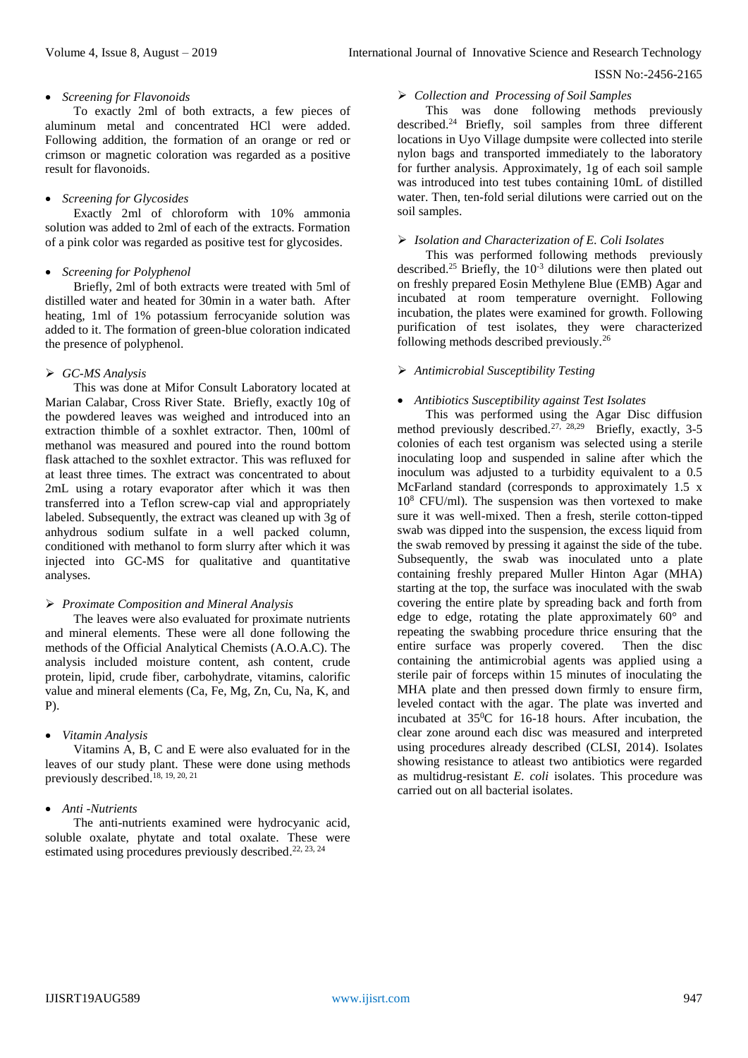- *Screening for Flavonoids*

To exactly 2ml of both extracts, a few pieces of aluminum metal and concentrated HCl were added. Following addition, the formation of an orange or red or crimson or magnetic coloration was regarded as a positive result for flavonoids.

- *Screening for Glycosides*

Exactly 2ml of chloroform with 10% ammonia solution was added to 2ml of each of the extracts. Formation of a pink color was regarded as positive test for glycosides.

- *Screening for Polyphenol*

Briefly, 2ml of both extracts were treated with 5ml of distilled water and heated for 30min in a water bath. After heating, 1ml of 1% potassium ferrocyanide solution was added to it. The formation of green-blue coloration indicated the presence of polyphenol.

➢ *GC-MS Analysis*

This was done at Mifor Consult Laboratory located at Marian Calabar, Cross River State. Briefly, exactly 10g of the powdered leaves was weighed and introduced into an extraction thimble of a soxhlet extractor. Then, 100ml of methanol was measured and poured into the round bottom flask attached to the soxhlet extractor. This was refluxed for at least three times. The extract was concentrated to about 2mL using a rotary evaporator after which it was then transferred into a Teflon screw-cap vial and appropriately labeled. Subsequently, the extract was cleaned up with 3g of anhydrous sodium sulfate in a well packed column, conditioned with methanol to form slurry after which it was injected into GC-MS for qualitative and quantitative analyses.

➢ *Proximate Composition and Mineral Analysis*

The leaves were also evaluated for proximate nutrients and mineral elements. These were all done following the methods of the Official Analytical Chemists (A.O.A.C). The analysis included moisture content, ash content, crude protein, lipid, crude fiber, carbohydrate, vitamins, calorific value and mineral elements (Ca, Fe, Mg, Zn, Cu, Na, K, and P).

- *Vitamin Analysis*

Vitamins A, B, C and E were also evaluated for in the leaves of our study plant. These were done using methods previously described.[18, 19, 20, 21]

- *Anti -Nutrients*

The anti-nutrients examined were hydrocyanic acid, soluble oxalate, phytate and total oxalate. These were estimated using procedures previously described.[22, 23, 24]

➢ *Collection and Processing of Soil Samples*

This was done following methods previously described.[24] Briefly, soil samples from three different locations in Uyo Village dumpsite were collected into sterile nylon bags and transported immediately to the laboratory for further analysis. Approximately, 1g of each soil sample was introduced into test tubes containing 10mL of distilled water. Then, ten-fold serial dilutions were carried out on the soil samples.

➢ *Isolation and Characterization of E. Coli Isolates*

This was performed following methods previously described.[25] Briefly, the $10^{-3}$ dilutions were then plated out on freshly prepared Eosin Methylene Blue (EMB) Agar and incubated at room temperature overnight. Following incubation, the plates were examined for growth. Following purification of test isolates, they were characterized following methods described previously.[26]

➢ *Antimicrobial Susceptibility Testing*

- *Antibiotics Susceptibility against Test Isolates*

This was performed using the Agar Disc diffusion method previously described.[27, 28,29] Briefly, exactly, 3-5 colonies of each test organism was selected using a sterile inoculating loop and suspended in saline after which the inoculum was adjusted to a turbidity equivalent to a 0.5 McFarland standard (corresponds to approximately 1.5 x $10^8$ CFU/ml). The suspension was then vortexed to make sure it was well-mixed. Then a fresh, sterile cotton-tipped swab was dipped into the suspension, the excess liquid from the swab removed by pressing it against the side of the tube. Subsequently, the swab was inoculated unto a plate containing freshly prepared Muller Hinton Agar (MHA) starting at the top, the surface was inoculated with the swab covering the entire plate by spreading back and forth from edge to edge, rotating the plate approximately 60° and repeating the swabbing procedure thrice ensuring that the entire surface was properly covered. Then the disc containing the antimicrobial agents was applied using a sterile pair of forceps within 15 minutes of inoculating the MHA plate and then pressed down firmly to ensure firm, leveled contact with the agar. The plate was inverted and incubated at 35$^0$C for 16-18 hours. After incubation, the clear zone around each disc was measured and interpreted using procedures already described (CLSI, 2014). Isolates showing resistance to atleast two antibiotics were regarded as multidrug-resistant *E. coli* isolates. This procedure was carried out on all bacterial isolates.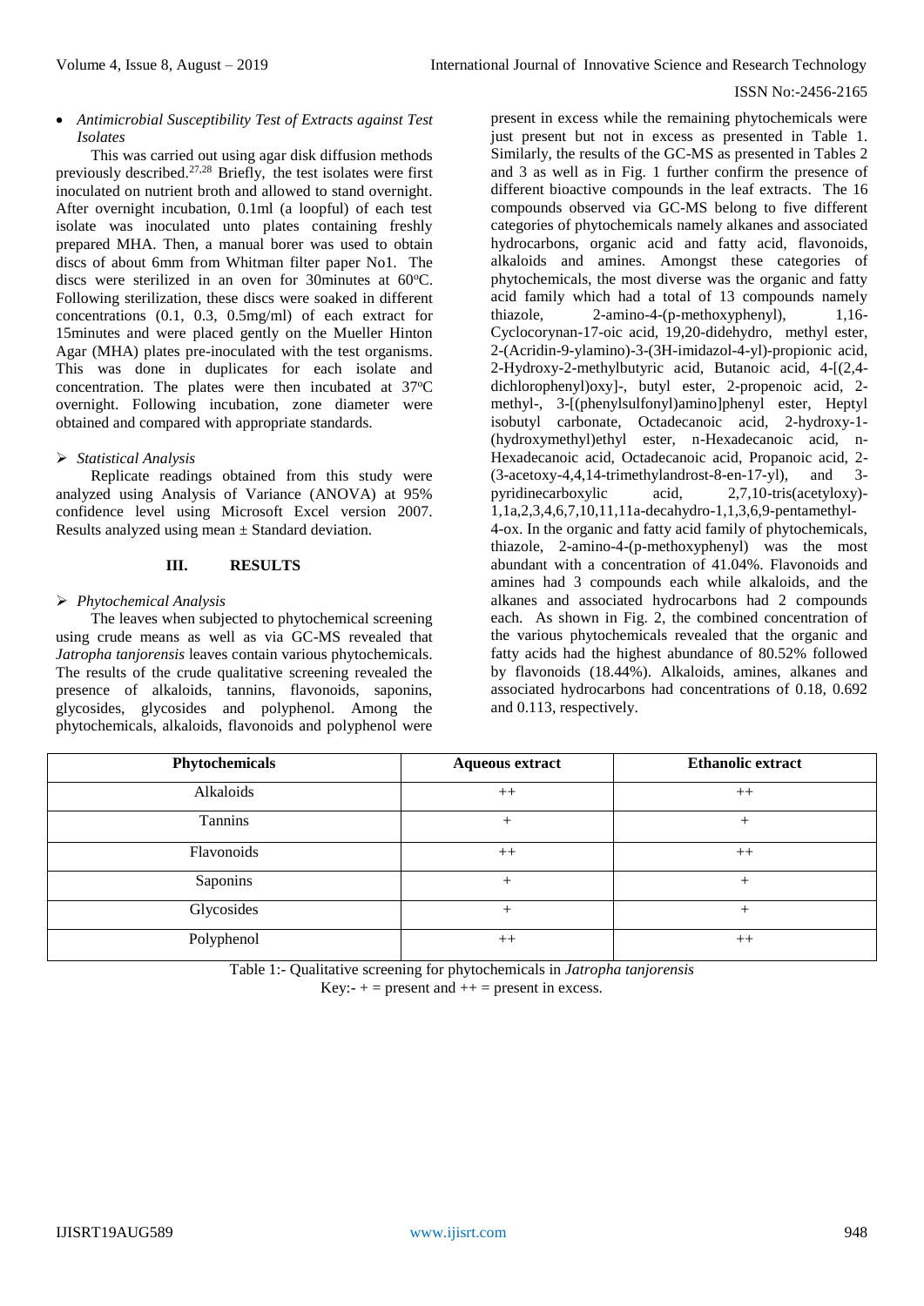- *Antimicrobial Susceptibility Test of Extracts against Test Isolates*

This was carried out using agar disk diffusion methods previously described.[27,28] Briefly, the test isolates were first inoculated on nutrient broth and allowed to stand overnight. After overnight incubation, 0.1ml (a loopful) of each test isolate was inoculated unto plates containing freshly prepared MHA. Then, a manual borer was used to obtain discs of about 6mm from Whitman filter paper No1. The discs were sterilized in an oven for 30minutes at 60$^{o}$C. Following sterilization, these discs were soaked in different concentrations (0.1, 0.3, 0.5mg/ml) of each extract for 15minutes and were placed gently on the Mueller Hinton Agar (MHA) plates pre-inoculated with the test organisms. This was done in duplicates for each isolate and concentration. The plates were then incubated at 37$^{o}$C overnight. Following incubation, zone diameter were obtained and compared with appropriate standards.

- *Statistical Analysis*

Replicate readings obtained from this study were analyzed using Analysis of Variance (ANOVA) at 95% confidence level using Microsoft Excel version 2007. Results analyzed using mean ± Standard deviation.

## III. RESULTS

- *Phytochemical Analysis*

The leaves when subjected to phytochemical screening using crude means as well as via GC-MS revealed that *Jatropha tanjorensis* leaves contain various phytochemicals. The results of the crude qualitative screening revealed the presence of alkaloids, tannins, flavonoids, saponins, glycosides, glycosides and polyphenol. Among the phytochemicals, alkaloids, flavonoids and polyphenol were present in excess while the remaining phytochemicals were just present but not in excess as presented in Table 1. Similarly, the results of the GC-MS as presented in Tables 2 and 3 as well as in Fig. 1 further confirm the presence of different bioactive compounds in the leaf extracts. The 16 compounds observed via GC-MS belong to five different categories of phytochemicals namely alkanes and associated hydrocarbons, organic acid and fatty acid, flavonoids, alkaloids and amines. Amongst these categories of phytochemicals, the most diverse was the organic and fatty acid family which had a total of 13 compounds namely thiazole, 2-amino-4-(p-methoxyphenyl), 1,16-Cyclocorynan-17-oic acid, 19,20-didehydro, methyl ester, 2-(Acridin-9-ylamino)-3-(3H-imidazol-4-yl)-propionic acid, 2-Hydroxy-2-methylbutyric acid, Butanoic acid, 4-[(2,4-dichlorophenyl)oxy]-, butyl ester, 2-propenoic acid, 2-methyl-, 3-[(phenylsulfonyl)amino]phenyl ester, Heptyl isobutyl carbonate, Octadecanoic acid, 2-hydroxy-1-(hydroxymethyl)ethyl ester, n-Hexadecanoic acid, n-Hexadecanoic acid, Octadecanoic acid, Propanoic acid, 2-(3-acetoxy-4,4,14-trimethylandrost-8-en-17-yl), and 3-pyridinecarboxylic acid, 2,7,10-tris(acetyloxy)-1,1a,2,3,4,6,7,10,11,11a-decahydro-1,1,3,6,9-pentamethyl-4-ox. In the organic and fatty acid family of phytochemicals, thiazole, 2-amino-4-(p-methoxyphenyl) was the most abundant with a concentration of 41.04%. Flavonoids and amines had 3 compounds each while alkaloids, and the alkanes and associated hydrocarbons had 2 compounds each. As shown in Fig. 2, the combined concentration of the various phytochemicals revealed that the organic and fatty acids had the highest abundance of 80.52% followed by flavonoids (18.44%). Alkaloids, amines, alkanes and associated hydrocarbons had concentrations of 0.18, 0.692 and 0.113, respectively.

| Phytochemicals | Aqueous extract | Ethanolic extract |
|---|---|---|
| Alkaloids | ++ | ++ |
| Tannins | + | + |
| Flavonoids | ++ | ++ |
| Saponins | + | + |
| Glycosides | + | + |
| Polyphenol | ++ | ++ |

Table 1:- Qualitative screening for phytochemicals in *Jatropha tanjorensis*

Key:- + = present and ++ = present in excess.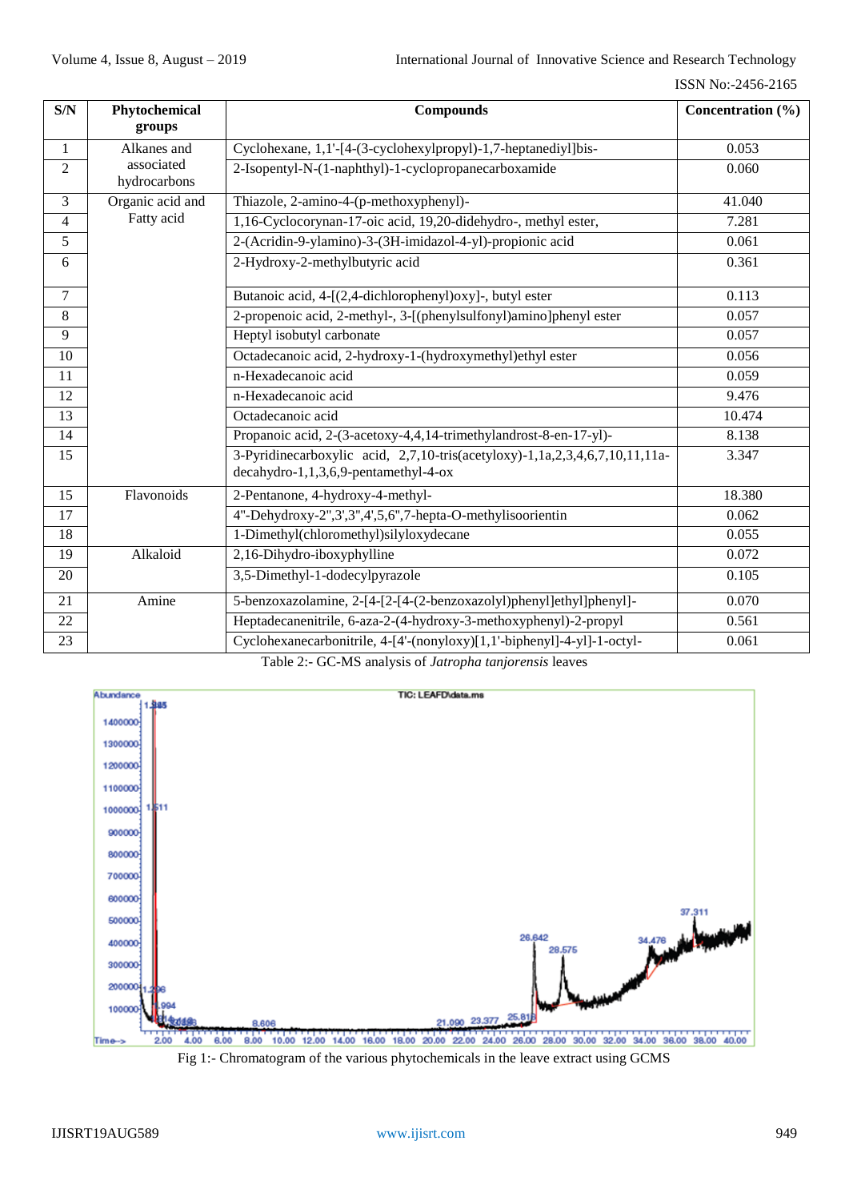| S/N | Phytochemical groups | Compounds | Concentration (%) |
|---|---|---|---|
| 1 | Alkanes and associated hydrocarbons | Cyclohexane, 1,1'-[4-(3-cyclohexylpropyl)-1,7-heptanediyl]bis- | 0.053 |
| 2 | | 2-Isopentyl-N-(1-naphthyl)-1-cyclopropanecarboxamide | 0.060 |
| 3 | Organic acid and Fatty acid | Thiazole, 2-amino-4-(p-methoxyphenyl)- | 41.040 |
| 4 | | 1,16-Cyclocorynan-17-oic acid, 19,20-didehydro-, methyl ester, | 7.281 |
| 5 | | 2-(Acridin-9-ylamino)-3-(3H-imidazol-4-yl)-propionic acid | 0.061 |
| 6 | | 2-Hydroxy-2-methylbutyric acid | 0.361 |
| 7 | | Butanoic acid, 4-[(2,4-dichlorophenyl)oxy]-, butyl ester | 0.113 |
| 8 | | 2-propenoic acid, 2-methyl-, 3-[(phenylsulfonyl)amino]phenyl ester | 0.057 |
| 9 | | Heptyl isobutyl carbonate | 0.057 |
| 10 | | Octadecanoic acid, 2-hydroxy-1-(hydroxymethyl)ethyl ester | 0.056 |
| 11 | | n-Hexadecanoic acid | 0.059 |
| 12 | | n-Hexadecanoic acid | 9.476 |
| 13 | | Octadecanoic acid | 10.474 |
| 14 | | Propanoic acid, 2-(3-acetoxy-4,4,14-trimethylandrost-8-en-17-yl)- | 8.138 |
| 15 | | 3-Pyridinecarboxylic acid, 2,7,10-tris(acetyloxy)-1,1a,2,3,4,6,7,10,11,11a-decahydro-1,1,3,6,9-pentamethyl-4-ox | 3.347 |
| 15 | Flavonoids | 2-Pentanone, 4-hydroxy-4-methyl- | 18.380 |
| 17 | | 4"-Dehydroxy-2",3',3",4',5,6",7-hepta-O-methylisoorientin | 0.062 |
| 18 | | 1-Dimethyl(chloromethyl)silyloxydecane | 0.055 |
| 19 | Alkaloid | 2,16-Dihydro-iboxyphylline | 0.072 |
| 20 | | 3,5-Dimethyl-1-dodecylpyrazole | 0.105 |
| 21 | Amine | 5-benzoxazolamine, 2-[4-[2-[4-(2-benzoxazolyl)phenyl]ethyl]phenyl]- | 0.070 |
| 22 | | Heptadecanenitrile, 6-aza-2-(4-hydroxy-3-methoxyphenyl)-2-propyl | 0.561 |
| 23 | | Cyclohexanecarbonitrile, 4-[4'-(nonyloxy)[1,1'-biphenyl]-4-yl]-1-octyl- | 0.061 |

Table 2:- GC-MS analysis of *Jatropha tanjorensis* leaves

Fig 1:- Chromatogram of the various phytochemicals in the leave extract using GCMS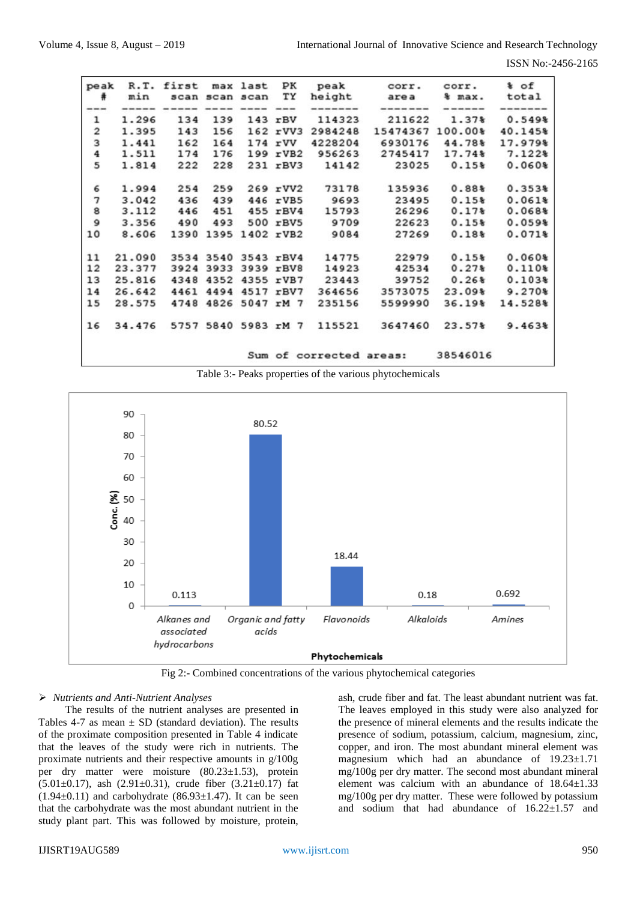| peak # | R.T. min | first scan | max scan | last scan | PK TY | peak height | corr. area | corr. % max. | % of total |
|---|---|---|---|---|---|---|---|---|---|
| 1 | 1.296 | 134 | 139 | 143 | rBV | 114323 | 211622 | 1.37% | 0.549% |
| 2 | 1.395 | 143 | 156 | 162 | rVV3 | 2984248 | 15474367 | 100.00% | 40.145% |
| 3 | 1.441 | 162 | 164 | 174 | rVV | 4228204 | 6930176 | 44.78% | 17.979% |
| 4 | 1.511 | 174 | 176 | 199 | rVB2 | 956263 | 2745417 | 17.74% | 7.122% |
| 5 | 1.814 | 222 | 228 | 231 | rBV3 | 14142 | 23025 | 0.15% | 0.060% |
| 6 | 1.994 | 254 | 259 | 269 | rVV2 | 73178 | 135936 | 0.88% | 0.353% |
| 7 | 3.042 | 436 | 439 | 446 | rVB5 | 9693 | 23495 | 0.15% | 0.061% |
| 8 | 3.112 | 446 | 451 | 455 | rBV4 | 15793 | 26296 | 0.17% | 0.068% |
| 9 | 3.356 | 490 | 493 | 500 | rBV5 | 9709 | 22623 | 0.15% | 0.059% |
| 10 | 8.606 | 1390 | 1395 | 1402 | rVB2 | 9084 | 27269 | 0.18% | 0.071% |
| 11 | 21.090 | 3534 | 3540 | 3543 | rBV4 | 14775 | 22979 | 0.15% | 0.060% |
| 12 | 23.377 | 3924 | 3933 | 3939 | rBV8 | 14923 | 42534 | 0.27% | 0.110% |
| 13 | 25.816 | 4348 | 4352 | 4355 | rVB7 | 23443 | 39752 | 0.26% | 0.103% |
| 14 | 26.642 | 4461 | 4494 | 4517 | rBV7 | 364656 | 3573075 | 23.09% | 9.270% |
| 15 | 28.575 | 4748 | 4826 | 5047 | rM 7 | 235156 | 5599990 | 36.19% | 14.528% |
| 16 | 34.476 | 5757 | 5840 | 5983 | rM 7 | 115521 | 3647460 | 23.57% | 9.463% |
| | | | | | | Sum of corrected areas: | 38546016 | | |

Table 3:- Peaks properties of the various phytochemicals

| Phytochemicals | Conc. (%) |
|---|---|
| Alkanes and associated hydrocarbons | 0.113 |
| Organic and fatty acids | 80.52 |
| Flavonoids | 18.44 |
| Alkaloids | 0.18 |
| Amines | 0.692 |

Fig 2:- Combined concentrations of the various phytochemical categories

➢ *Nutrients and Anti-Nutrient Analyses*

The results of the nutrient analyses are presented in Tables 4-7 as mean ± SD (standard deviation). The results of the proximate composition presented in Table 4 indicate that the leaves of the study were rich in nutrients. The proximate nutrients and their respective amounts in g/100g per dry matter were moisture (80.23±1.53), protein (5.01±0.17), ash (2.91±0.31), crude fiber (3.21±0.17) fat (1.94±0.11) and carbohydrate (86.93±1.47). It can be seen that the carbohydrate was the most abundant nutrient in the study plant part. This was followed by moisture, protein, ash, crude fiber and fat. The least abundant nutrient was fat. The leaves employed in this study were also analyzed for the presence of mineral elements and the results indicate the presence of sodium, potassium, calcium, magnesium, zinc, copper, and iron. The most abundant mineral element was magnesium which had an abundance of 19.23±1.71 mg/100g per dry matter. The second most abundant mineral element was calcium with an abundance of 18.64±1.33 mg/100g per dry matter. These were followed by potassium and sodium that had abundance of 16.22±1.57 and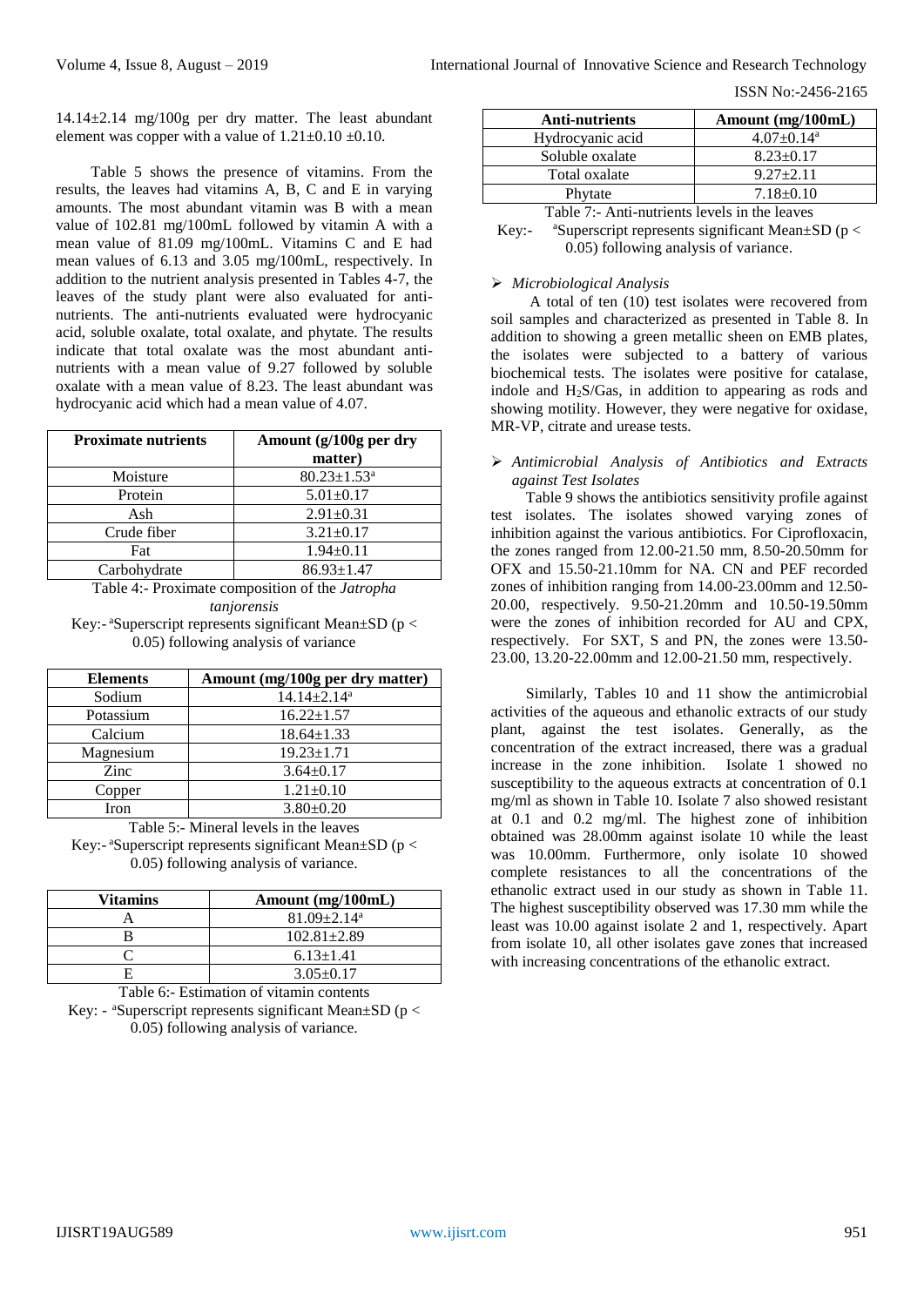14.14±2.14 mg/100g per dry matter. The least abundant element was copper with a value of 1.21±0.10 ±0.10.

Table 5 shows the presence of vitamins. From the results, the leaves had vitamins A, B, C and E in varying amounts. The most abundant vitamin was B with a mean value of 102.81 mg/100mL followed by vitamin A with a mean value of 81.09 mg/100mL. Vitamins C and E had mean values of 6.13 and 3.05 mg/100mL, respectively. In addition to the nutrient analysis presented in Tables 4-7, the leaves of the study plant were also evaluated for anti-nutrients. The anti-nutrients evaluated were hydrocyanic acid, soluble oxalate, total oxalate, and phytate. The results indicate that total oxalate was the most abundant anti-nutrients with a mean value of 9.27 followed by soluble oxalate with a mean value of 8.23. The least abundant was hydrocyanic acid which had a mean value of 4.07.

| Proximate nutrients | Amount (g/100g per dry matter) |
|---|---|
| Moisture | 80.23±1.53[a] |
| Protein | 5.01±0.17 |
| Ash | 2.91±0.31 |
| Crude fiber | 3.21±0.17 |
| Fat | 1.94±0.11 |
| Carbohydrate | 86.93±1.47 |

Table 4:- Proximate composition of the *Jatropha tanjorensis*

Key:- [a]Superscript represents significant Mean±SD ($p < 0.05$) following analysis of variance

| Elements | Amount (mg/100g per dry matter) |
|---|---|
| Sodium | 14.14±2.14[a] |
| Potassium | 16.22±1.57 |
| Calcium | 18.64±1.33 |
| Magnesium | 19.23±1.71 |
| Zinc | 3.64±0.17 |
| Copper | 1.21±0.10 |
| Iron | 3.80±0.20 |

Table 5:- Mineral levels in the leaves

Key:- [a]Superscript represents significant Mean±SD ($p < 0.05$) following analysis of variance.

| Vitamins | Amount (mg/100mL) |
|---|---|
| A | 81.09±2.14[a] |
| B | 102.81±2.89 |
| C | 6.13±1.41 |
| E | 3.05±0.17 |

Table 6:- Estimation of vitamin contents

Key: - [a]Superscript represents significant Mean±SD ($p < 0.05$) following analysis of variance.

| Anti-nutrients | Amount (mg/100mL) |
|---|---|
| Hydrocyanic acid | 4.07±0.14[a] |
| Soluble oxalate | 8.23±0.17 |
| Total oxalate | 9.27±2.11 |
| Phytate | 7.18±0.10 |

Table 7:- Anti-nutrients levels in the leaves

Key:- [a]Superscript represents significant Mean±SD ($p < 0.05$) following analysis of variance.

- *Microbiological Analysis*

A total of ten (10) test isolates were recovered from soil samples and characterized as presented in Table 8. In addition to showing a green metallic sheen on EMB plates, the isolates were subjected to a battery of various biochemical tests. The isolates were positive for catalase, indole and $H_2S$/Gas, in addition to appearing as rods and showing motility. However, they were negative for oxidase, MR-VP, citrate and urease tests.

- *Antimicrobial Analysis of Antibiotics and Extracts against Test Isolates*

Table 9 shows the antibiotics sensitivity profile against test isolates. The isolates showed varying zones of inhibition against the various antibiotics. For Ciprofloxacin, the zones ranged from 12.00-21.50 mm, 8.50-20.50mm for OFX and 15.50-21.10mm for NA. CN and PEF recorded zones of inhibition ranging from 14.00-23.00mm and 12.50-20.00, respectively. 9.50-21.20mm and 10.50-19.50mm were the zones of inhibition recorded for AU and CPX, respectively. For SXT, S and PN, the zones were 13.50-23.00, 13.20-22.00mm and 12.00-21.50 mm, respectively.

Similarly, Tables 10 and 11 show the antimicrobial activities of the aqueous and ethanolic extracts of our study plant, against the test isolates. Generally, as the concentration of the extract increased, there was a gradual increase in the zone inhibition. Isolate 1 showed no susceptibility to the aqueous extracts at concentration of 0.1 mg/ml as shown in Table 10. Isolate 7 also showed resistant at 0.1 and 0.2 mg/ml. The highest zone of inhibition obtained was 28.00mm against isolate 10 while the least was 10.00mm. Furthermore, only isolate 10 showed complete resistances to all the concentrations of the ethanolic extract used in our study as shown in Table 11. The highest susceptibility observed was 17.30 mm while the least was 10.00 against isolate 2 and 1, respectively. Apart from isolate 10, all other isolates gave zones that increased with increasing concentrations of the ethanolic extract.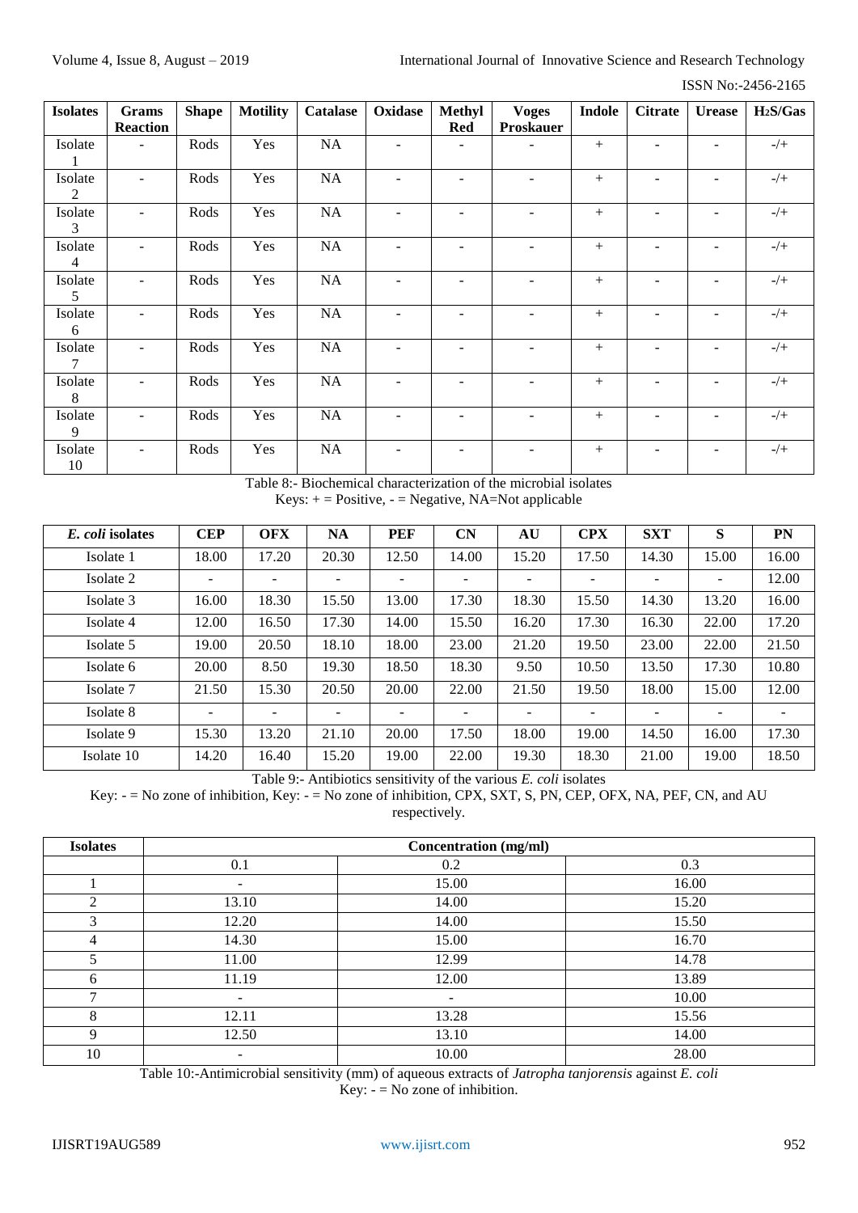| Isolates | Grams Reaction | Shape | Motility | Catalase | Oxidase | Methyl Red | Voges Proskauer | Indole | Citrate | Urease | $H_2S$/Gas |
|---|---|---|---|---|---|---|---|---|---|---|---|
| Isolate 1 | - | Rods | Yes | NA | - | - | - | + | - | - | -/+ |
| Isolate 2 | - | Rods | Yes | NA | - | - | - | + | - | - | -/+ |
| Isolate 3 | - | Rods | Yes | NA | - | - | - | + | - | - | -/+ |
| Isolate 4 | - | Rods | Yes | NA | - | - | - | + | - | - | -/+ |
| Isolate 5 | - | Rods | Yes | NA | - | - | - | + | - | - | -/+ |
| Isolate 6 | - | Rods | Yes | NA | - | - | - | + | - | - | -/+ |
| Isolate 7 | - | Rods | Yes | NA | - | - | - | + | - | - | -/+ |
| Isolate 8 | - | Rods | Yes | NA | - | - | - | + | - | - | -/+ |
| Isolate 9 | - | Rods | Yes | NA | - | - | - | + | - | - | -/+ |
| Isolate 10 | - | Rods | Yes | NA | - | - | - | + | - | - | -/+ |

Table 8:- Biochemical characterization of the microbial isolates
Keys: + = Positive, - = Negative, NA=Not applicable

| *E. coli* isolates | CEP | OFX | NA | PEF | CN | AU | CPX | SXT | S | PN |
|---|---|---|---|---|---|---|---|---|---|---|
| Isolate 1 | 18.00 | 17.20 | 20.30 | 12.50 | 14.00 | 15.20 | 17.50 | 14.30 | 15.00 | 16.00 |
| Isolate 2 | - | - | - | - | - | - | - | - | - | 12.00 |
| Isolate 3 | 16.00 | 18.30 | 15.50 | 13.00 | 17.30 | 18.30 | 15.50 | 14.30 | 13.20 | 16.00 |
| Isolate 4 | 12.00 | 16.50 | 17.30 | 14.00 | 15.50 | 16.20 | 17.30 | 16.30 | 22.00 | 17.20 |
| Isolate 5 | 19.00 | 20.50 | 18.10 | 18.00 | 23.00 | 21.20 | 19.50 | 23.00 | 22.00 | 21.50 |
| Isolate 6 | 20.00 | 8.50 | 19.30 | 18.50 | 18.30 | 9.50 | 10.50 | 13.50 | 17.30 | 10.80 |
| Isolate 7 | 21.50 | 15.30 | 20.50 | 20.00 | 22.00 | 21.50 | 19.50 | 18.00 | 15.00 | 12.00 |
| Isolate 8 | - | - | - | - | - | - | - | - | - | - |
| Isolate 9 | 15.30 | 13.20 | 21.10 | 20.00 | 17.50 | 18.00 | 19.00 | 14.50 | 16.00 | 17.30 |
| Isolate 10 | 14.20 | 16.40 | 15.20 | 19.00 | 22.00 | 19.30 | 18.30 | 21.00 | 19.00 | 18.50 |

Table 9:- Antibiotics sensitivity of the various *E. coli* isolates
Key: - = No zone of inhibition, Key: - = No zone of inhibition, CPX, SXT, S, PN, CEP, OFX, NA, PEF, CN, and AU respectively.

| Isolates | Concentration (mg/ml) | | |
|---|---|---|---|
| | 0.1 | 0.2 | 0.3 |
| 1 | - | 15.00 | 16.00 |
| 2 | 13.10 | 14.00 | 15.20 |
| 3 | 12.20 | 14.00 | 15.50 |
| 4 | 14.30 | 15.00 | 16.70 |
| 5 | 11.00 | 12.99 | 14.78 |
| 6 | 11.19 | 12.00 | 13.89 |
| 7 | - | - | 10.00 |
| 8 | 12.11 | 13.28 | 15.56 |
| 9 | 12.50 | 13.10 | 14.00 |
| 10 | - | 10.00 | 28.00 |

Table 10:-Antimicrobial sensitivity (mm) of aqueous extracts of *Jatropha tanjorensis* against *E. coli*
Key: - = No zone of inhibition.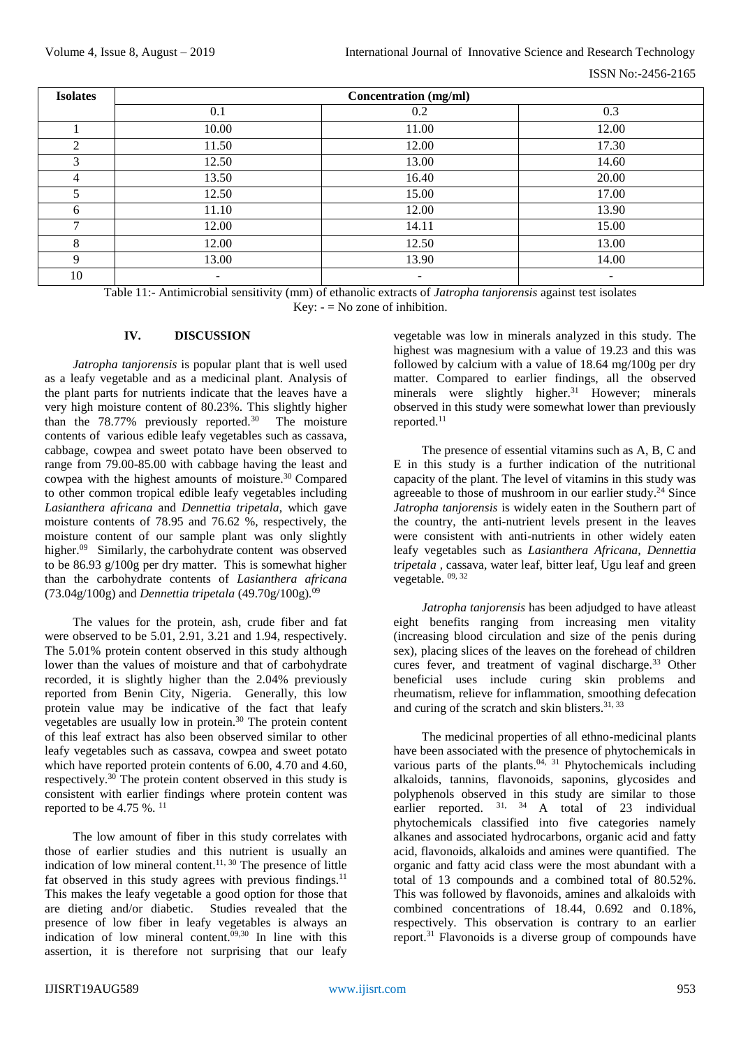| Isolates | Concentration (mg/ml) | | |
|---|---|---|---|
| | 0.1 | 0.2 | 0.3 |
| 1 | 10.00 | 11.00 | 12.00 |
| 2 | 11.50 | 12.00 | 17.30 |
| 3 | 12.50 | 13.00 | 14.60 |
| 4 | 13.50 | 16.40 | 20.00 |
| 5 | 12.50 | 15.00 | 17.00 |
| 6 | 11.10 | 12.00 | 13.90 |
| 7 | 12.00 | 14.11 | 15.00 |
| 8 | 12.00 | 12.50 | 13.00 |
| 9 | 13.00 | 13.90 | 14.00 |
| 10 | - | - | - |

Table 11:- Antimicrobial sensitivity (mm) of ethanolic extracts of *Jatropha tanjorensis* against test isolates
Key: - = No zone of inhibition.

## IV. DISCUSSION

*Jatropha tanjorensis* is popular plant that is well used as a leafy vegetable and as a medicinal plant. Analysis of the plant parts for nutrients indicate that the leaves have a very high moisture content of 80.23%. This slightly higher than the 78.77% previously reported.[30] The moisture contents of various edible leafy vegetables such as cassava, cabbage, cowpea and sweet potato have been observed to range from 79.00-85.00 with cabbage having the least and cowpea with the highest amounts of moisture.[30] Compared to other common tropical edible leafy vegetables including *Lasianthera africana* and *Dennettia tripetala*, which gave moisture contents of 78.95 and 76.62 %, respectively, the moisture content of our sample plant was only slightly higher.[09] Similarly, the carbohydrate content was observed to be 86.93 g/100g per dry matter. This is somewhat higher than the carbohydrate contents of *Lasianthera africana* (73.04g/100g) and *Dennettia tripetala* (49.70g/100g).[09]

The values for the protein, ash, crude fiber and fat were observed to be 5.01, 2.91, 3.21 and 1.94, respectively. The 5.01% protein content observed in this study although lower than the values of moisture and that of carbohydrate recorded, it is slightly higher than the 2.04% previously reported from Benin City, Nigeria. Generally, this low protein value may be indicative of the fact that leafy vegetables are usually low in protein.[30] The protein content of this leaf extract has also been observed similar to other leafy vegetables such as cassava, cowpea and sweet potato which have reported protein contents of 6.00, 4.70 and 4.60, respectively.[30] The protein content observed in this study is consistent with earlier findings where protein content was reported to be 4.75 %.[11]

The low amount of fiber in this study correlates with those of earlier studies and this nutrient is usually an indication of low mineral content.[11, 30] The presence of little fat observed in this study agrees with previous findings.[11] This makes the leafy vegetable a good option for those that are dieting and/or diabetic. Studies revealed that the presence of low fiber in leafy vegetables is always an indication of low mineral content.[09,30] In line with this assertion, it is therefore not surprising that our leafy vegetable was low in minerals analyzed in this study. The highest was magnesium with a value of 19.23 and this was followed by calcium with a value of 18.64 mg/100g per dry matter. Compared to earlier findings, all the observed minerals were slightly higher.[31] However; minerals observed in this study were somewhat lower than previously reported.[11]

The presence of essential vitamins such as A, B, C and E in this study is a further indication of the nutritional capacity of the plant. The level of vitamins in this study was agreeable to those of mushroom in our earlier study.[24] Since *Jatropha tanjorensis* is widely eaten in the Southern part of the country, the anti-nutrient levels present in the leaves were consistent with anti-nutrients in other widely eaten leafy vegetables such as *Lasianthera Africana, Dennettia tripetala* , cassava, water leaf, bitter leaf, Ugu leaf and green vegetable.[09, 32]

*Jatropha tanjorensis* has been adjudged to have atleast eight benefits ranging from increasing men vitality (increasing blood circulation and size of the penis during sex), placing slices of the leaves on the forehead of children cures fever, and treatment of vaginal discharge.[33] Other beneficial uses include curing skin problems and rheumatism, relieve for inflammation, smoothing defecation and curing of the scratch and skin blisters.[31, 33]

The medicinal properties of all ethno-medicinal plants have been associated with the presence of phytochemicals in various parts of the plants.[04, 31] Phytochemicals including alkaloids, tannins, flavonoids, saponins, glycosides and polyphenols observed in this study are similar to those earlier reported.[31, 34] A total of 23 individual phytochemicals classified into five categories namely alkanes and associated hydrocarbons, organic acid and fatty acid, flavonoids, alkaloids and amines were quantified. The organic and fatty acid class were the most abundant with a total of 13 compounds and a combined total of 80.52%. This was followed by flavonoids, amines and alkaloids with combined concentrations of 18.44, 0.692 and 0.18%, respectively. This observation is contrary to an earlier report.[31] Flavonoids is a diverse group of compounds have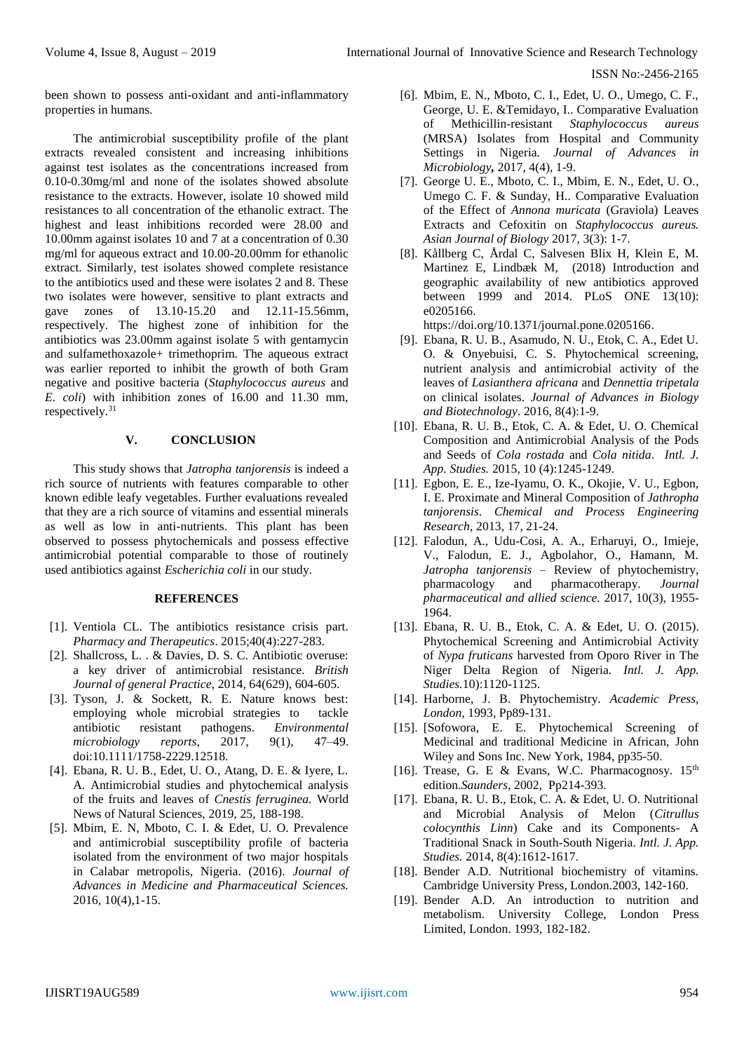been shown to possess anti-oxidant and anti-inflammatory properties in humans.

The antimicrobial susceptibility profile of the plant extracts revealed consistent and increasing inhibitions against test isolates as the concentrations increased from 0.10-0.30mg/ml and none of the isolates showed absolute resistance to the extracts. However, isolate 10 showed mild resistances to all concentration of the ethanolic extract. The highest and least inhibitions recorded were 28.00 and 10.00mm against isolates 10 and 7 at a concentration of 0.30 mg/ml for aqueous extract and 10.00-20.00mm for ethanolic extract. Similarly, test isolates showed complete resistance to the antibiotics used and these were isolates 2 and 8. These two isolates were however, sensitive to plant extracts and gave zones of 13.10-15.20 and 12.11-15.56mm, respectively. The highest zone of inhibition for the antibiotics was 23.00mm against isolate 5 with gentamycin and sulfamethoxazole+ trimethoprim. The aqueous extract was earlier reported to inhibit the growth of both Gram negative and positive bacteria (*Staphylococcus aureus* and *E. coli*) with inhibition zones of 16.00 and 11.30 mm, respectively.[31]

## V. CONCLUSION

This study shows that *Jatropha tanjorensis* is indeed a rich source of nutrients with features comparable to other known edible leafy vegetables. Further evaluations revealed that they are a rich source of vitamins and essential minerals as well as low in anti-nutrients. This plant has been observed to possess phytochemicals and possess effective antimicrobial potential comparable to those of routinely used antibiotics against *Escherichia coli* in our study.

## REFERENCES

[1]. Ventiola CL. The antibiotics resistance crisis part. *Pharmacy and Therapeutics*. 2015;40(4):227-283.

[2]. Shallcross, L. . & Davies, D. S. C. Antibiotic overuse: a key driver of antimicrobial resistance. *British Journal of general Practice*, 2014, 64(629), 604-605.

[3]. Tyson, J. & Sockett, R. E. Nature knows best: employing whole microbial strategies to tackle antibiotic resistant pathogens. *Environmental microbiology reports*, 2017, 9(1), 47–49. doi:10.1111/1758-2229.12518.

[4]. Ebana, R. U. B., Edet, U. O., Atang, D. E. & Iyere, L. A. Antimicrobial studies and phytochemical analysis of the fruits and leaves of *Cnestis ferruginea.* World News of Natural Sciences, 2019, 25, 188-198.

[5]. Mbim, E. N, Mboto, C. I. & Edet, U. O. Prevalence and antimicrobial susceptibility profile of bacteria isolated from the environment of two major hospitals in Calabar metropolis, Nigeria. (2016). *Journal of Advances in Medicine and Pharmaceutical Sciences.* 2016, 10(4),1-15.

[6]. Mbim, E. N., Mboto, C. I., Edet, U. O., Umego, C. F., George, U. E. &Temidayo, I.. Comparative Evaluation of Methicillin-resistant *Staphylococcus aureus* (MRSA) Isolates from Hospital and Community Settings in Nigeria. *Journal of Advances in Microbiology***,** 2017, 4(4), 1-9.

[7]. George U. E., Mboto, C. I., Mbim, E. N., Edet, U. O., Umego C. F. & Sunday, H.. Comparative Evaluation of the Effect of *Annona muricata* (Graviola) Leaves Extracts and Cefoxitin on *Staphylococcus aureus. Asian Journal of Biology* 2017, 3(3): 1-7.

[8]. Kållberg C, Årdal C, Salvesen Blix H, Klein E, M. Martinez E, Lindbæk M, (2018) Introduction and geographic availability of new antibiotics approved between 1999 and 2014. PLoS ONE 13(10): e0205166. https://doi.org/10.1371/journal.pone.0205166.

[9]. Ebana, R. U. B., Asamudo, N. U., Etok, C. A., Edet U. O. & Onyebuisi, C. S. Phytochemical screening, nutrient analysis and antimicrobial activity of the leaves of *Lasianthera africana* and *Dennettia tripetala* on clinical isolates. *Journal of Advances in Biology and Biotechnology*. 2016, 8(4):1-9.

[10]. Ebana, R. U. B., Etok, C. A. & Edet, U. O. Chemical Composition and Antimicrobial Analysis of the Pods and Seeds of *Cola rostada* and *Cola nitida*. *Intl. J. App. Studies.* 2015, 10 (4):1245-1249.

[11]. Egbon, E. E., Ize-Iyamu, O. K., Okojie, V. U., Egbon, I. E. Proximate and Mineral Composition of *Jathropha tanjorensis*. *Chemical and Process Engineering Research*, 2013, 17, 21-24.

[12]. Falodun, A., Udu-Cosi, A. A., Erharuyi, O., Imieje, V., Falodun, E. J., Agbolahor, O., Hamann, M. *Jatropha tanjorensis* – Review of phytochemistry, pharmacology and pharmacotherapy. *Journal pharmaceutical and allied science.* 2017, 10(3), 1955-1964.

[13]. Ebana, R. U. B., Etok, C. A. & Edet, U. O. (2015). Phytochemical Screening and Antimicrobial Activity of *Nypa fruticans* harvested from Oporo River in The Niger Delta Region of Nigeria. *Intl. J. App. Studies.*10):1120-1125.

[14]. Harborne, J. B. Phytochemistry. *Academic Press, London*, 1993, Pp89-131.

[15]. [Sofowora, E. E. Phytochemical Screening of Medicinal and traditional Medicine in African, John Wiley and Sons Inc. New York, 1984, pp35-50.

[16]. Trease, G. E & Evans, W.C. Pharmacognosy. 15th edition.*Saunders*, 2002, Pp214-393.

[17]. Ebana, R. U. B., Etok, C. A. & Edet, U. O. Nutritional and Microbial Analysis of Melon (*Citrullus colocynthis Linn*) Cake and its Components- A Traditional Snack in South-South Nigeria. *Intl. J. App. Studies.* 2014, 8(4):1612-1617.

[18]. Bender A.D. Nutritional biochemistry of vitamins. Cambridge University Press, London.2003, 142-160.

[19]. Bender A.D. An introduction to nutrition and metabolism. University College, London Press Limited, London. 1993, 182-182.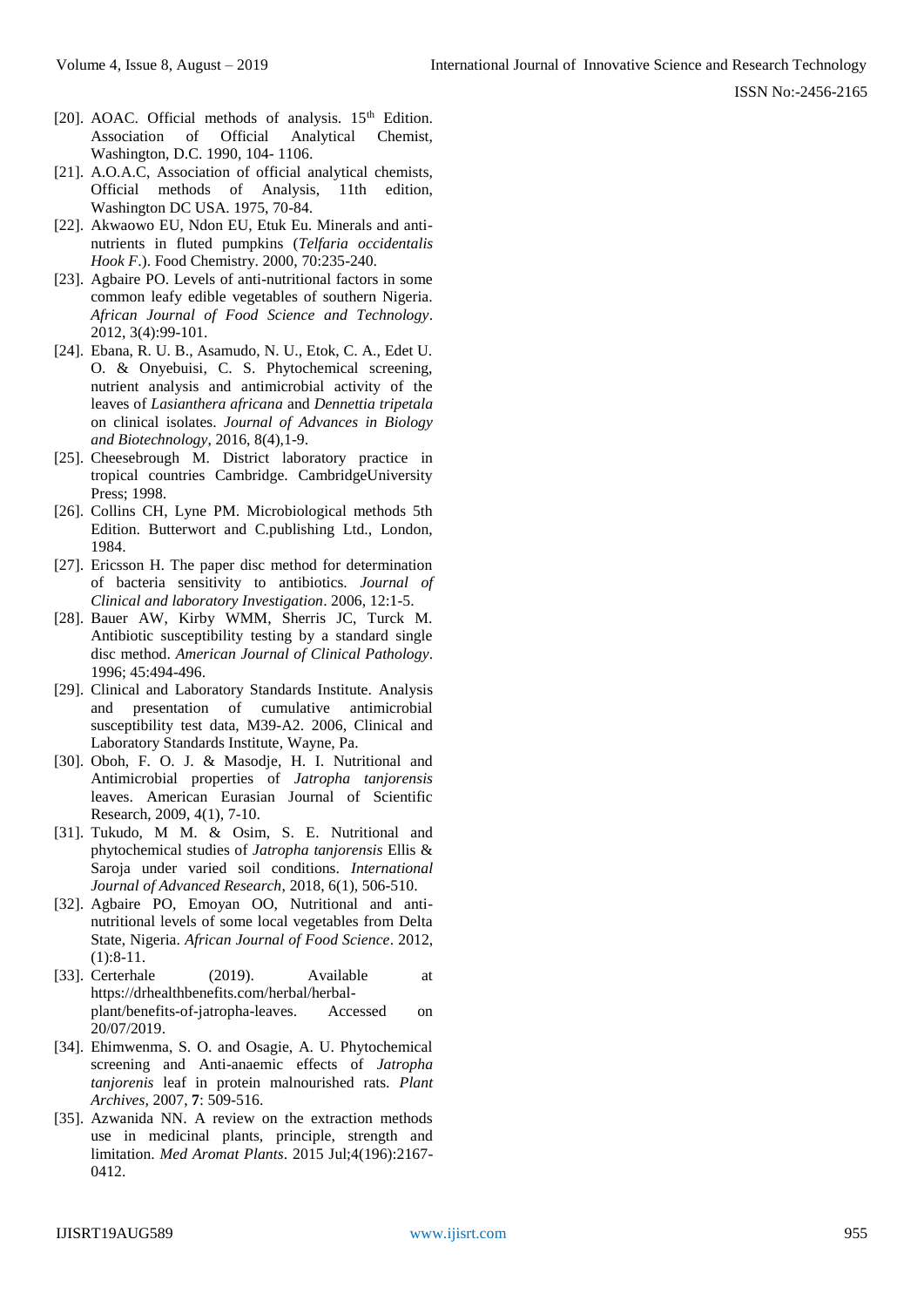[20]. AOAC. Official methods of analysis. 15th Edition. Association of Official Analytical Chemist, Washington, D.C. 1990, 104- 1106.

[21]. A.O.A.C, Association of official analytical chemists, Official methods of Analysis, 11th edition, Washington DC USA. 1975, 70-84.

[22]. Akwaowo EU, Ndon EU, Etuk Eu. Minerals and anti-nutrients in fluted pumpkins (*Telfaria occidentalis Hook F*.). Food Chemistry. 2000, 70:235-240.

[23]. Agbaire PO. Levels of anti-nutritional factors in some common leafy edible vegetables of southern Nigeria. *African Journal of Food Science and Technology*. 2012, 3(4):99-101.

[24]. Ebana, R. U. B., Asamudo, N. U., Etok, C. A., Edet U. O. & Onyebuisi, C. S. Phytochemical screening, nutrient analysis and antimicrobial activity of the leaves of *Lasianthera africana* and *Dennettia tripetala* on clinical isolates. *Journal of Advances in Biology and Biotechnology*, 2016, 8(4),1-9.

[25]. Cheesebrough M. District laboratory practice in tropical countries Cambridge. CambridgeUniversity Press; 1998.

[26]. Collins CH, Lyne PM. Microbiological methods 5th Edition. Butterwort and C.publishing Ltd., London, 1984.

[27]. Ericsson H. The paper disc method for determination of bacteria sensitivity to antibiotics. *Journal of Clinical and laboratory Investigation*. 2006, 12:1-5.

[28]. Bauer AW, Kirby WMM, Sherris JC, Turck M. Antibiotic susceptibility testing by a standard single disc method. *American Journal of Clinical Pathology*. 1996; 45:494-496.

[29]. Clinical and Laboratory Standards Institute. Analysis and presentation of cumulative antimicrobial susceptibility test data, M39-A2. 2006, Clinical and Laboratory Standards Institute, Wayne, Pa.

[30]. Oboh, F. O. J. & Masodje, H. I. Nutritional and Antimicrobial properties of *Jatropha tanjorensis* leaves. American Eurasian Journal of Scientific Research, 2009, 4(1), 7-10.

[31]. Tukudo, M M. & Osim, S. E. Nutritional and phytochemical studies of *Jatropha tanjorensis* Ellis & Saroja under varied soil conditions. *International Journal of Advanced Research*, 2018, 6(1), 506-510.

[32]. Agbaire PO, Emoyan OO, Nutritional and anti-nutritional levels of some local vegetables from Delta State, Nigeria. *African Journal of Food Science*. 2012, (1):8-11.

[33]. Certerhale (2019). Available at https://drhealthbenefits.com/herbal/herbal-plant/benefits-of-jatropha-leaves. Accessed on 20/07/2019.

[34]. Ehimwenma, S. O. and Osagie, A. U. Phytochemical screening and Anti-anaemic effects of *Jatropha tanjorenis* leaf in protein malnourished rats. *Plant Archives*, 2007, **7**: 509-516.

[35]. Azwanida NN. A review on the extraction methods use in medicinal plants, principle, strength and limitation. *Med Aromat Plants*. 2015 Jul;4(196):2167-0412.